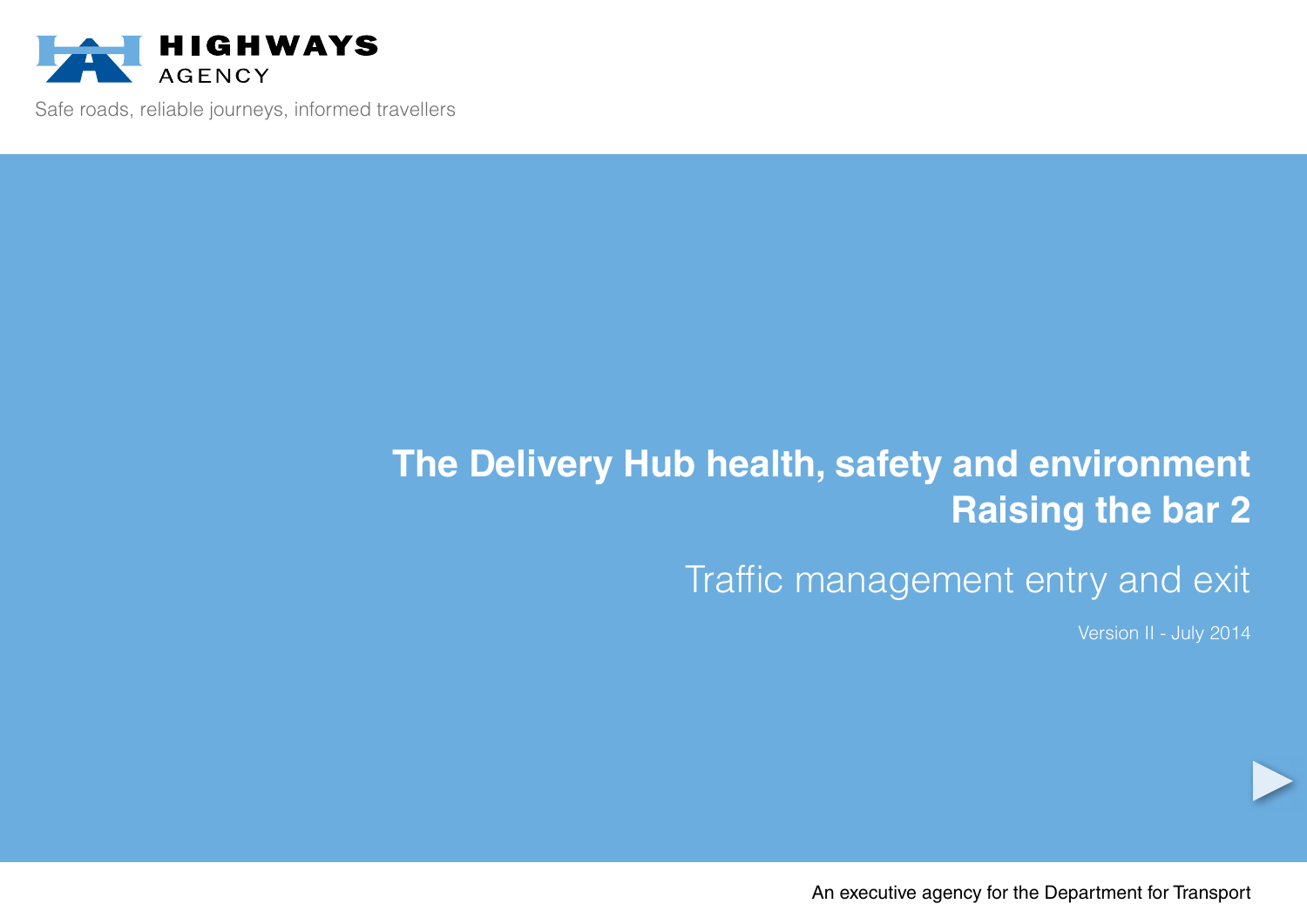HIGHWAYS AGENCY

Safe roads, reliable journeys, informed travellers

# The Delivery Hub health, safety and environment Raising the bar 2

## Traffic management entry and exit

Version II - July 2014

An executive agency for the Department for Transport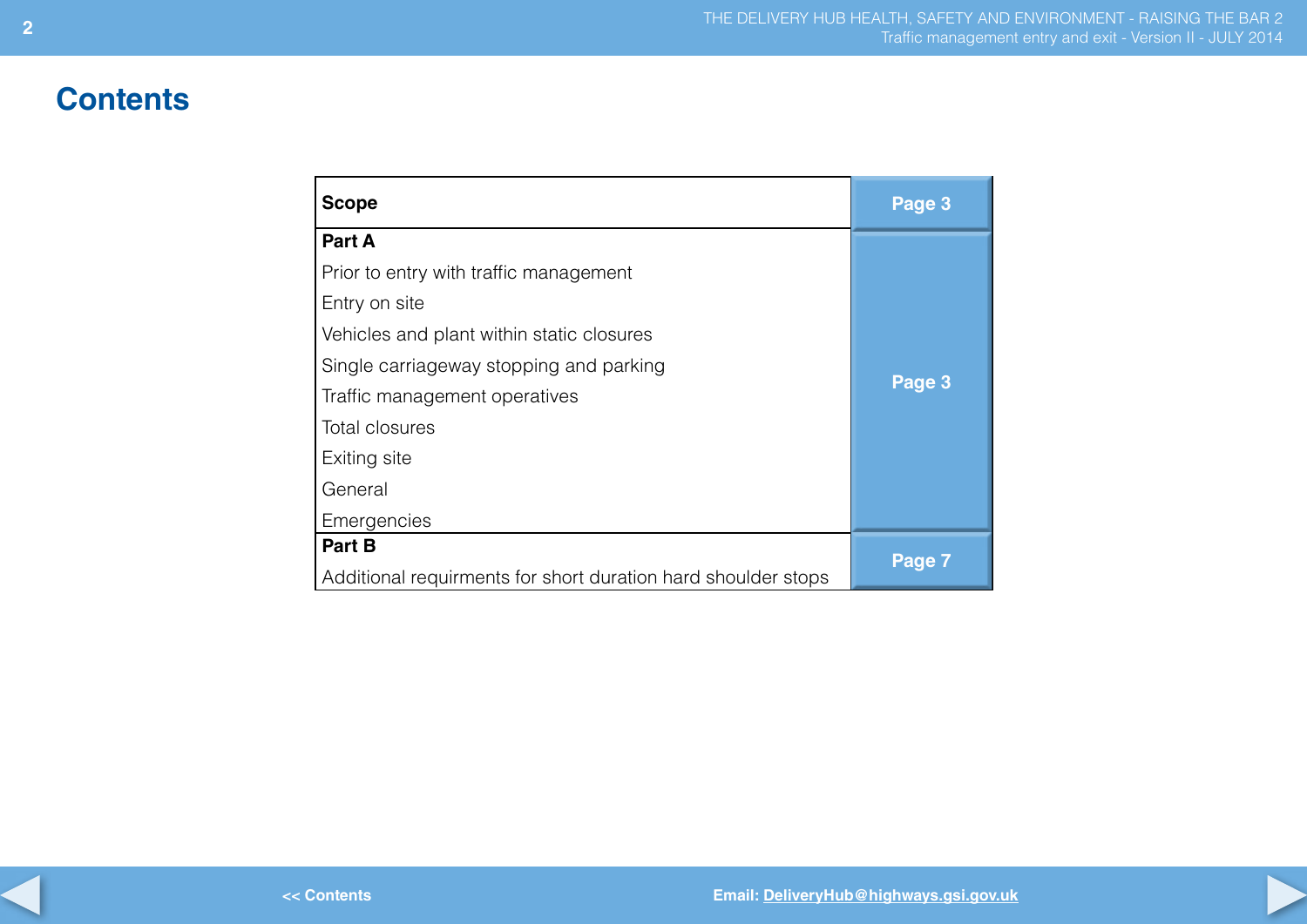# Contents

| Section | Page |
| --- | --- |
| **Scope** | Page 3 |
| **Part A**<br>Prior to entry with traffic management<br>Entry on site<br>Vehicles and plant within static closures<br>Single carriageway stopping and parking<br>Traffic management operatives<br>Total closures<br>Exiting site<br>General<br>Emergencies | Page 3 |
| **Part B**<br>Additional requirments for short duration hard shoulder stops | Page 7 |

<< Contents

Email: DeliveryHub@highways.gsi.gov.uk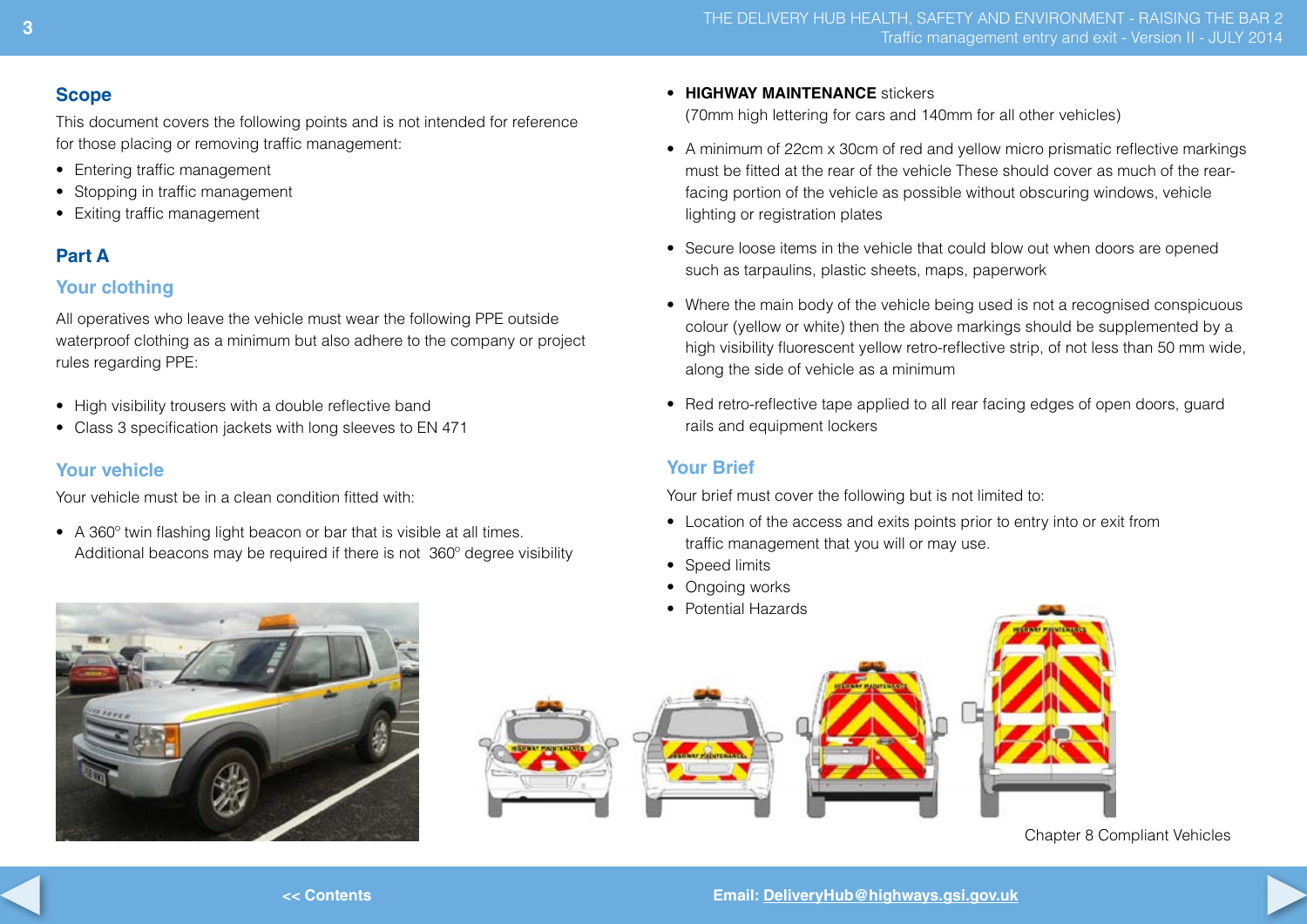## Scope

This document covers the following points and is not intended for reference for those placing or removing traffic management:

- Entering traffic management
- Stopping in traffic management
- Exiting traffic management

## Part A

### Your clothing

All operatives who leave the vehicle must wear the following PPE outside waterproof clothing as a minimum but also adhere to the company or project rules regarding PPE:

- High visibility trousers with a double reflective band
- Class 3 specification jackets with long sleeves to EN 471

### Your vehicle

Your vehicle must be in a clean condition fitted with:

- A 360° twin flashing light beacon or bar that is visible at all times. Additional beacons may be required if there is not 360° degree visibility
- **HIGHWAY MAINTENANCE** stickers (70mm high lettering for cars and 140mm for all other vehicles)
- A minimum of 22cm x 30cm of red and yellow micro prismatic reflective markings must be fitted at the rear of the vehicle These should cover as much of the rear-facing portion of the vehicle as possible without obscuring windows, vehicle lighting or registration plates
- Secure loose items in the vehicle that could blow out when doors are opened such as tarpaulins, plastic sheets, maps, paperwork
- Where the main body of the vehicle being used is not a recognised conspicuous colour (yellow or white) then the above markings should be supplemented by a high visibility fluorescent yellow retro-reflective strip, of not less than 50 mm wide, along the side of vehicle as a minimum
- Red retro-reflective tape applied to all rear facing edges of open doors, guard rails and equipment lockers

### Your Brief

Your brief must cover the following but is not limited to:

- Location of the access and exits points prior to entry into or exit from traffic management that you will or may use.
- Speed limits
- Ongoing works
- Potential Hazards

Chapter 8 Compliant Vehicles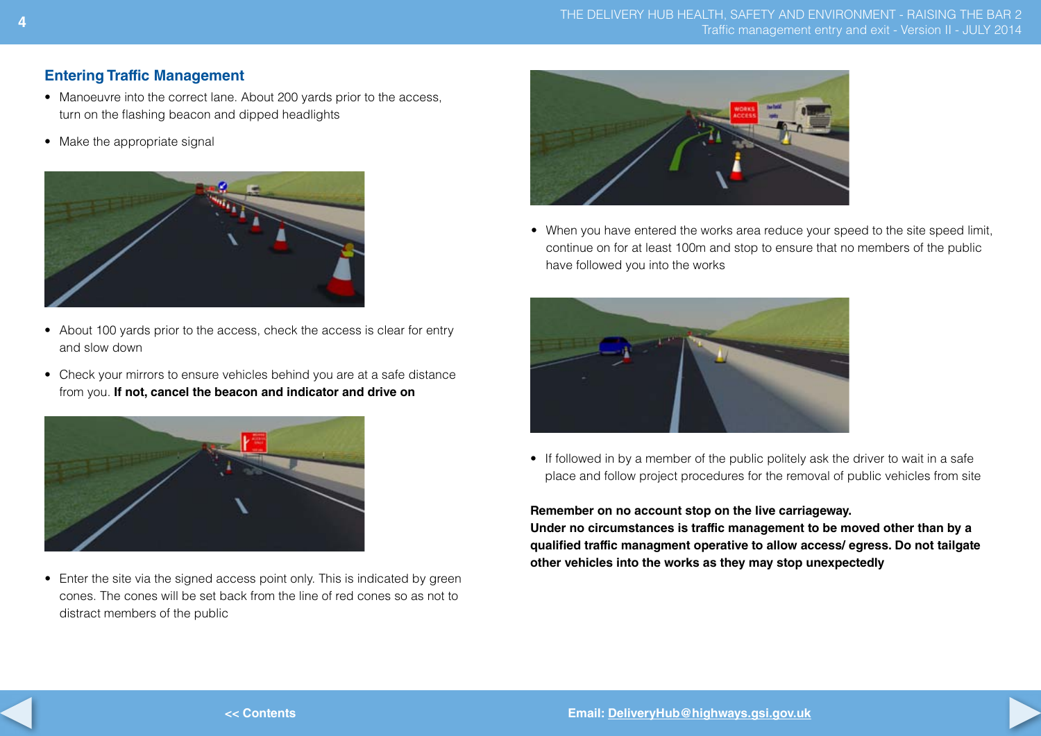## Entering Traffic Management

- Manoeuvre into the correct lane. About 200 yards prior to the access, turn on the flashing beacon and dipped headlights
- Make the appropriate signal

- About 100 yards prior to the access, check the access is clear for entry and slow down
- Check your mirrors to ensure vehicles behind you are at a safe distance from you. **If not, cancel the beacon and indicator and drive on**

- Enter the site via the signed access point only. This is indicated by green cones. The cones will be set back from the line of red cones so as not to distract members of the public

- When you have entered the works area reduce your speed to the site speed limit, continue on for at least 100m and stop to ensure that no members of the public have followed you into the works

- If followed in by a member of the public politely ask the driver to wait in a safe place and follow project procedures for the removal of public vehicles from site

**Remember on no account stop on the live carriageway.**
**Under no circumstances is traffic management to be moved other than by a qualified traffic managment operative to allow access/ egress. Do not tailgate other vehicles into the works as they may stop unexpectedly**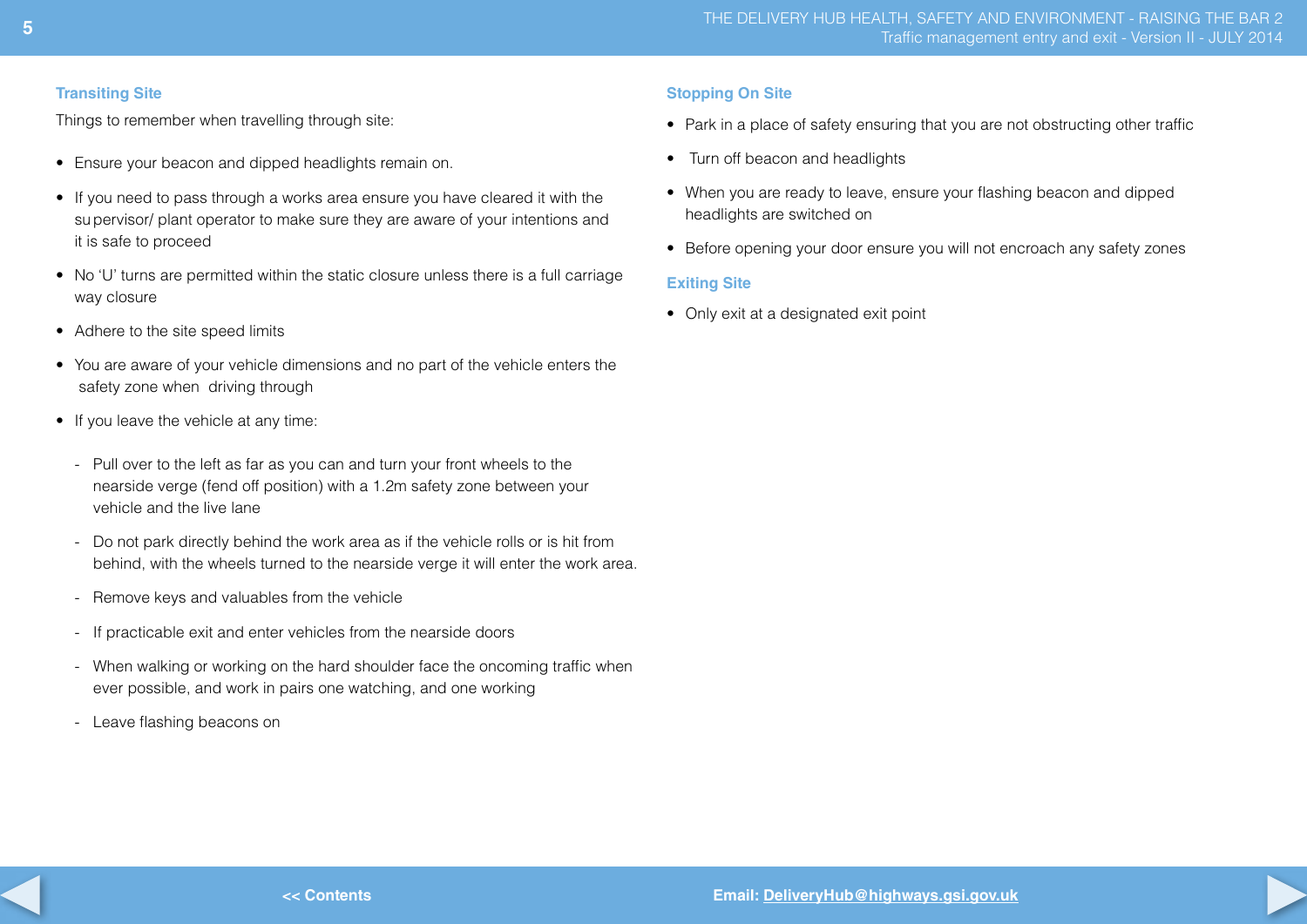## Transiting Site

Things to remember when travelling through site:

- Ensure your beacon and dipped headlights remain on.
- If you need to pass through a works area ensure you have cleared it with the supervisor/ plant operator to make sure they are aware of your intentions and it is safe to proceed
- No 'U' turns are permitted within the static closure unless there is a full carriage way closure
- Adhere to the site speed limits
- You are aware of your vehicle dimensions and no part of the vehicle enters the safety zone when driving through
- If you leave the vehicle at any time:
  - Pull over to the left as far as you can and turn your front wheels to the nearside verge (fend off position) with a 1.2m safety zone between your vehicle and the live lane
  - Do not park directly behind the work area as if the vehicle rolls or is hit from behind, with the wheels turned to the nearside verge it will enter the work area.
  - Remove keys and valuables from the vehicle
  - If practicable exit and enter vehicles from the nearside doors
  - When walking or working on the hard shoulder face the oncoming traffic when ever possible, and work in pairs one watching, and one working
  - Leave flashing beacons on

## Stopping On Site

- Park in a place of safety ensuring that you are not obstructing other traffic
- Turn off beacon and headlights
- When you are ready to leave, ensure your flashing beacon and dipped headlights are switched on
- Before opening your door ensure you will not encroach any safety zones

## Exiting Site

- Only exit at a designated exit point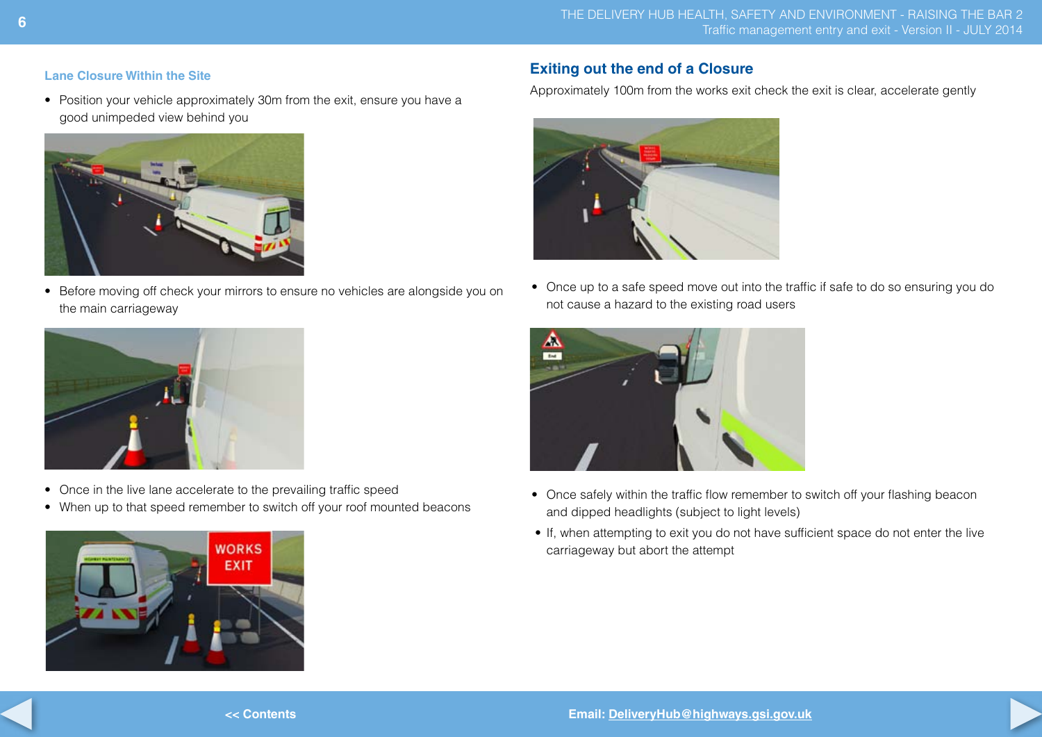### Lane Closure Within the Site

- Position your vehicle approximately 30m from the exit, ensure you have a good unimpeded view behind you
- Before moving off check your mirrors to ensure no vehicles are alongside you on the main carriageway
- Once in the live lane accelerate to the prevailing traffic speed
- When up to that speed remember to switch off your roof mounted beacons

## Exiting out the end of a Closure

Approximately 100m from the works exit check the exit is clear, accelerate gently

- Once up to a safe speed move out into the traffic if safe to do so ensuring you do not cause a hazard to the existing road users
- Once safely within the traffic flow remember to switch off your flashing beacon and dipped headlights (subject to light levels)
- If, when attempting to exit you do not have sufficient space do not enter the live carriageway but abort the attempt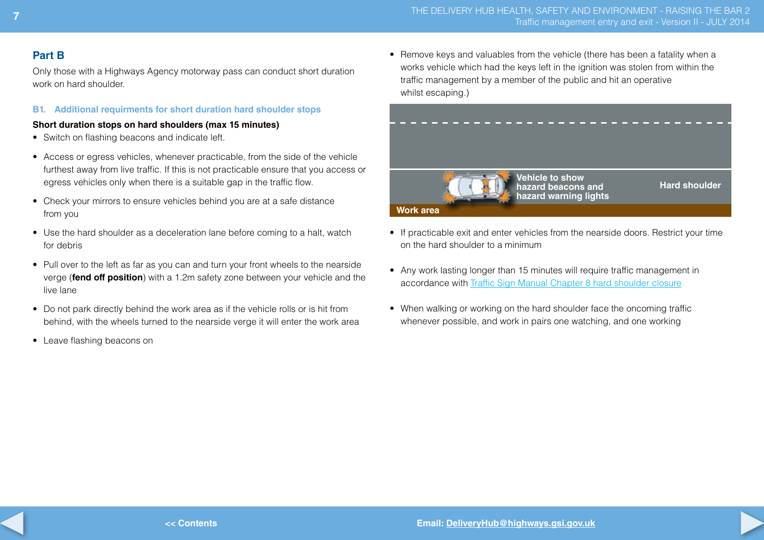## Part B

Only those with a Highways Agency motorway pass can conduct short duration work on hard shoulder.

### B1. Additional requirments for short duration hard shoulder stops

**Short duration stops on hard shoulders (max 15 minutes)**

- Switch on flashing beacons and indicate left.
- Access or egress vehicles, whenever practicable, from the side of the vehicle furthest away from live traffic. If this is not practicable ensure that you access or egress vehicles only when there is a suitable gap in the traffic flow.
- Check your mirrors to ensure vehicles behind you are at a safe distance from you
- Use the hard shoulder as a deceleration lane before coming to a halt, watch for debris
- Pull over to the left as far as you can and turn your front wheels to the nearside verge (**fend off position**) with a 1.2m safety zone between your vehicle and the live lane
- Do not park directly behind the work area as if the vehicle rolls or is hit from behind, with the wheels turned to the nearside verge it will enter the work area
- Leave flashing beacons on
- Remove keys and valuables from the vehicle (there has been a fatality when a works vehicle which had the keys left in the ignition was stolen from within the traffic management by a member of the public and hit an operative whilst escaping.)

**Vehicle to show hazard beacons and hazard warning lights**

**Hard shoulder**

**Work area**

- If practicable exit and enter vehicles from the nearside doors. Restrict your time on the hard shoulder to a minimum
- Any work lasting longer than 15 minutes will require traffic management in accordance with Traffic Sign Manual Chapter 8 hard shoulder closure
- When walking or working on the hard shoulder face the oncoming traffic whenever possible, and work in pairs one watching, and one working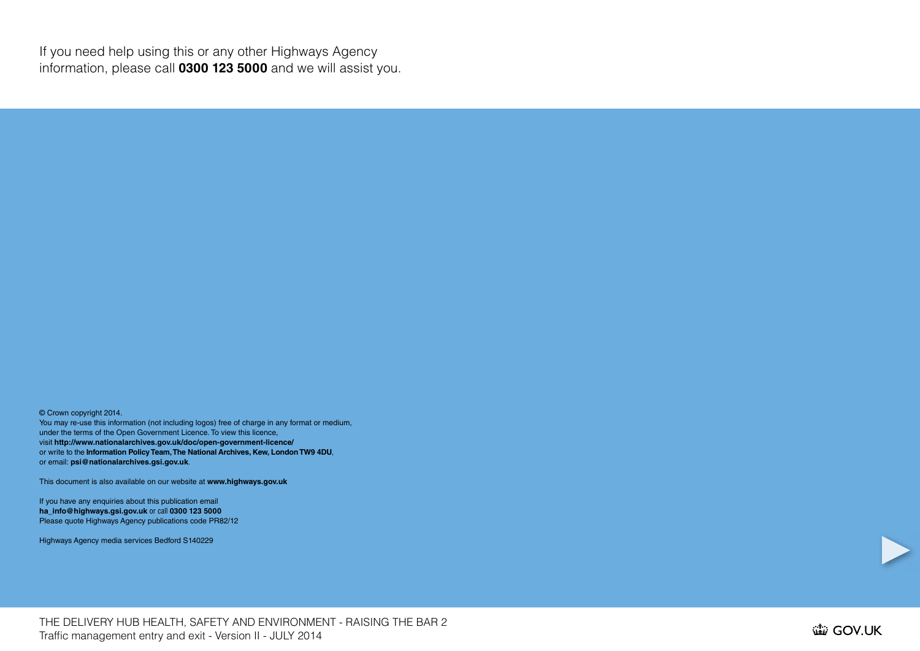If you need help using this or any other Highways Agency information, please call **0300 123 5000** and we will assist you.

© Crown copyright 2014.
You may re-use this information (not including logos) free of charge in any format or medium, under the terms of the Open Government Licence. To view this licence, visit **http://www.nationalarchives.gov.uk/doc/open-government-licence/** or write to the **Information Policy Team, The National Archives, Kew, London TW9 4DU**, or email: **psi@nationalarchives.gsi.gov.uk**.

This document is also available on our website at **www.highways.gov.uk**

If you have any enquiries about this publication email **ha_info@highways.gsi.gov.uk** or call **0300 123 5000**
Please quote Highways Agency publications code PR82/12

Highways Agency media services Bedford S140229